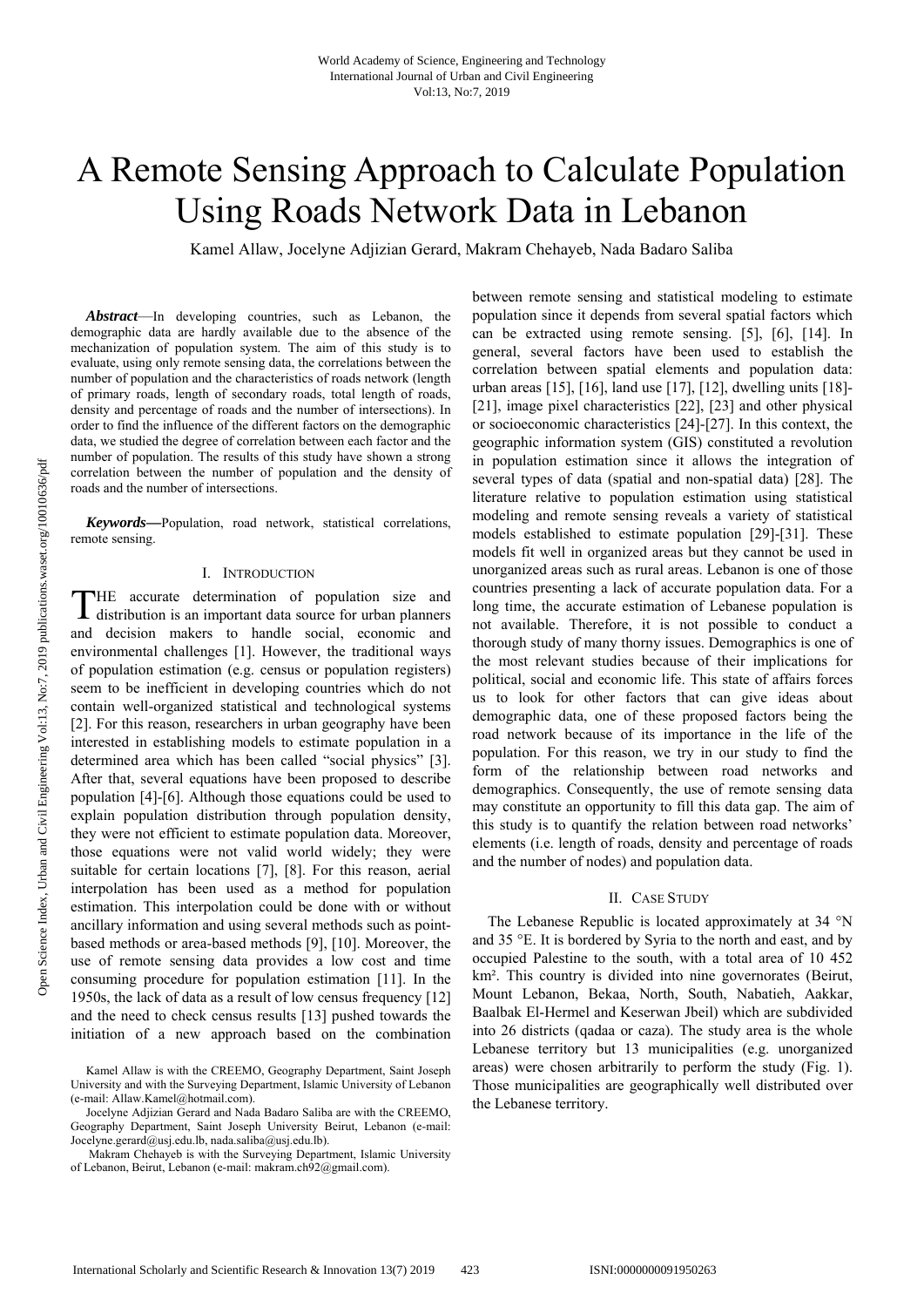# A Remote Sensing Approach to Calculate Population Using Roads Network Data in Lebanon

Kamel Allaw, Jocelyne Adjizian Gerard, Makram Chehayeb, Nada Badaro Saliba

***Abstract*****—**In developing countries, such as Lebanon, the demographic data are hardly available due to the absence of the mechanization of population system. The aim of this study is to evaluate, using only remote sensing data, the correlations between the number of population and the characteristics of roads network (length of primary roads, length of secondary roads, total length of roads, density and percentage of roads and the number of intersections). In order to find the influence of the different factors on the demographic data, we studied the degree of correlation between each factor and the number of population. The results of this study have shown a strong correlation between the number of population and the density of roads and the number of intersections.

***Keywords*****—**Population, road network, statistical correlations, remote sensing.

## I. Introduction

The accurate determination of population size and distribution is an important data source for urban planners and decision makers to handle social, economic and environmental challenges [1]. However, the traditional ways of population estimation (e.g. census or population registers) seem to be inefficient in developing countries which do not contain well-organized statistical and technological systems [2]. For this reason, researchers in urban geography have been interested in establishing models to estimate population in a determined area which has been called "social physics" [3]. After that, several equations have been proposed to describe population [4]-[6]. Although those equations could be used to explain population distribution through population density, they were not efficient to estimate population data. Moreover, those equations were not valid world widely; they were suitable for certain locations [7], [8]. For this reason, aerial interpolation has been used as a method for population estimation. This interpolation could be done with or without ancillary information and using several methods such as point-based methods or area-based methods [9], [10]. Moreover, the use of remote sensing data provides a low cost and time consuming procedure for population estimation [11]. In the 1950s, the lack of data as a result of low census frequency [12] and the need to check census results [13] pushed towards the initiation of a new approach based on the combination between remote sensing and statistical modeling to estimate population since it depends from several spatial factors which can be extracted using remote sensing. [5], [6], [14]. In general, several factors have been used to establish the correlation between spatial elements and population data: urban areas [15], [16], land use [17], [12], dwelling units [18]-[21], image pixel characteristics [22], [23] and other physical or socioeconomic characteristics [24]-[27]. In this context, the geographic information system (GIS) constituted a revolution in population estimation since it allows the integration of several types of data (spatial and non-spatial data) [28]. The literature relative to population estimation using statistical modeling and remote sensing reveals a variety of statistical models established to estimate population [29]-[31]. These models fit well in organized areas but they cannot be used in unorganized areas such as rural areas. Lebanon is one of those countries presenting a lack of accurate population data. For a long time, the accurate estimation of Lebanese population is not available. Therefore, it is not possible to conduct a thorough study of many thorny issues. Demographics is one of the most relevant studies because of their implications for political, social and economic life. This state of affairs forces us to look for other factors that can give ideas about demographic data, one of these proposed factors being the road network because of its importance in the life of the population. For this reason, we try in our study to find the form of the relationship between road networks and demographics. Consequently, the use of remote sensing data may constitute an opportunity to fill this data gap. The aim of this study is to quantify the relation between road networks' elements (i.e. length of roads, density and percentage of roads and the number of nodes) and population data.

## II. Case Study

The Lebanese Republic is located approximately at 34 °N and 35 °E. It is bordered by Syria to the north and east, and by occupied Palestine to the south, with a total area of 10 452 km². This country is divided into nine governorates (Beirut, Mount Lebanon, Bekaa, North, South, Nabatieh, Aakkar, Baalbak El-Hermel and Keserwan Jbeil) which are subdivided into 26 districts (qadaa or caza). The study area is the whole Lebanese territory but 13 municipalities (e.g. unorganized areas) were chosen arbitrarily to perform the study (Fig. 1). Those municipalities are geographically well distributed over the Lebanese territory.

Kamel Allaw is with the CREEMO, Geography Department, Saint Joseph University and with the Surveying Department, Islamic University of Lebanon (e-mail: Allaw.Kamel@hotmail.com).

Jocelyne Adjizian Gerard and Nada Badaro Saliba are with the CREEMO, Geography Department, Saint Joseph University Beirut, Lebanon (e-mail: Jocelyne.gerard@usj.edu.lb, nada.saliba@usj.edu.lb).

Makram Chehayeb is with the Surveying Department, Islamic University of Lebanon, Beirut, Lebanon (e-mail: makram.ch92@gmail.com).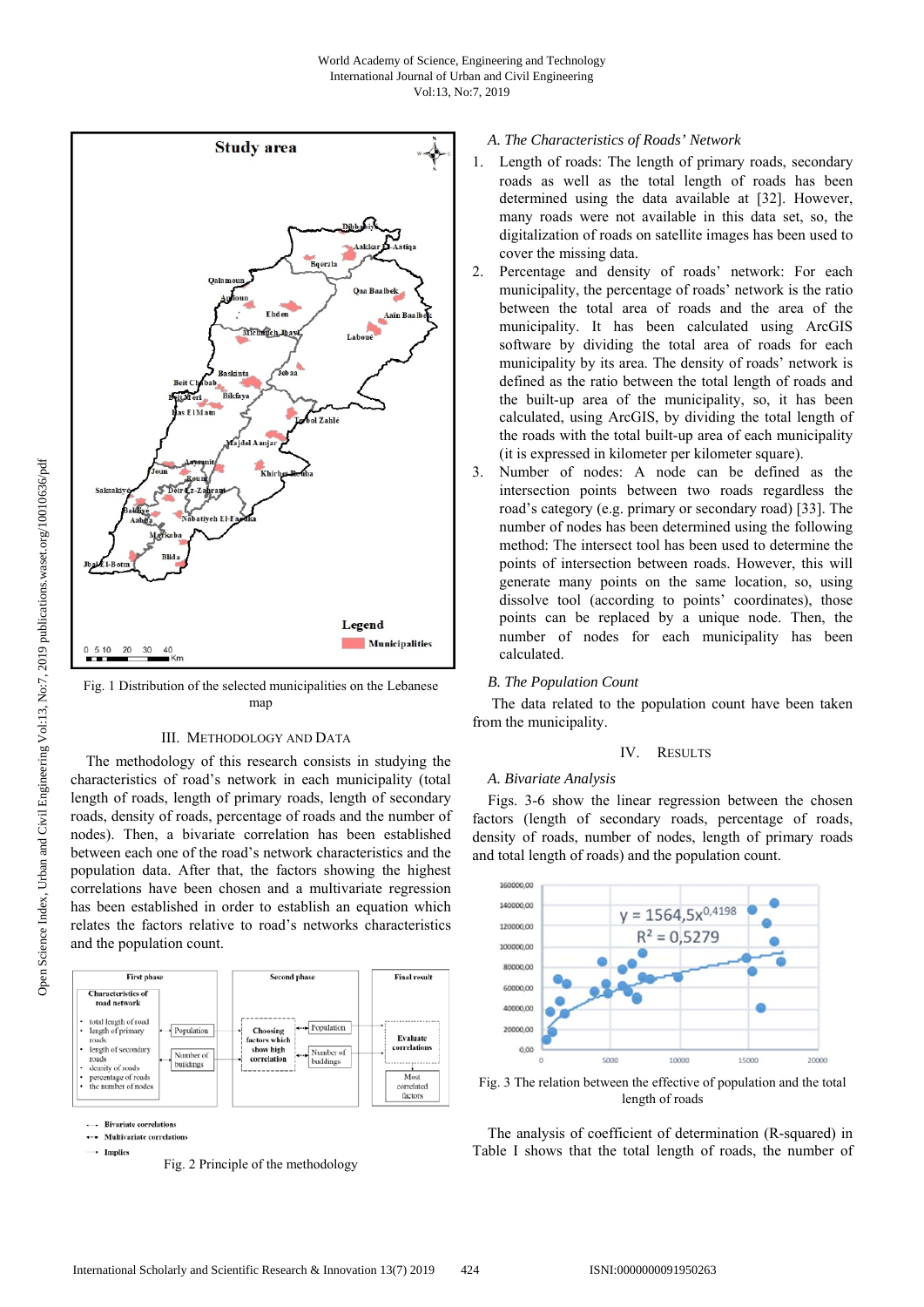Fig. 1 Distribution of the selected municipalities on the Lebanese map

## III. Methodology and Data

The methodology of this research consists in studying the characteristics of road's network in each municipality (total length of roads, length of primary roads, length of secondary roads, density of roads, percentage of roads and the number of nodes). Then, a bivariate correlation has been established between each one of the road's network characteristics and the population data. After that, the factors showing the highest correlations have been chosen and a multivariate regression has been established in order to establish an equation which relates the factors relative to road's networks characteristics and the population count.

Fig. 2 Principle of the methodology

### A. The Characteristics of Roads' Network

1. Length of roads: The length of primary roads, secondary roads as well as the total length of roads has been determined using the data available at [32]. However, many roads were not available in this data set, so, the digitalization of roads on satellite images has been used to cover the missing data.
2. Percentage and density of roads' network: For each municipality, the percentage of roads' network is the ratio between the total area of roads and the area of the municipality. It has been calculated using ArcGIS software by dividing the total area of roads for each municipality by its area. The density of roads' network is defined as the ratio between the total length of roads and the built-up area of the municipality, so, it has been calculated, using ArcGIS, by dividing the total length of the roads with the total built-up area of each municipality (it is expressed in kilometer per kilometer square).
3. Number of nodes: A node can be defined as the intersection points between two roads regardless the road's category (e.g. primary or secondary road) [33]. The number of nodes has been determined using the following method: The intersect tool has been used to determine the points of intersection between roads. However, this will generate many points on the same location, so, using dissolve tool (according to points' coordinates), those points can be replaced by a unique node. Then, the number of nodes for each municipality has been calculated.

### B. The Population Count

The data related to the population count have been taken from the municipality.

## IV. Results

### A. Bivariate Analysis

Figs. 3-6 show the linear regression between the chosen factors (length of secondary roads, percentage of roads, density of roads, number of nodes, length of primary roads and total length of roads) and the population count.

Fig. 3 The relation between the effective of population and the total length of roads

The analysis of coefficient of determination (R-squared) in Table I shows that the total length of roads, the number of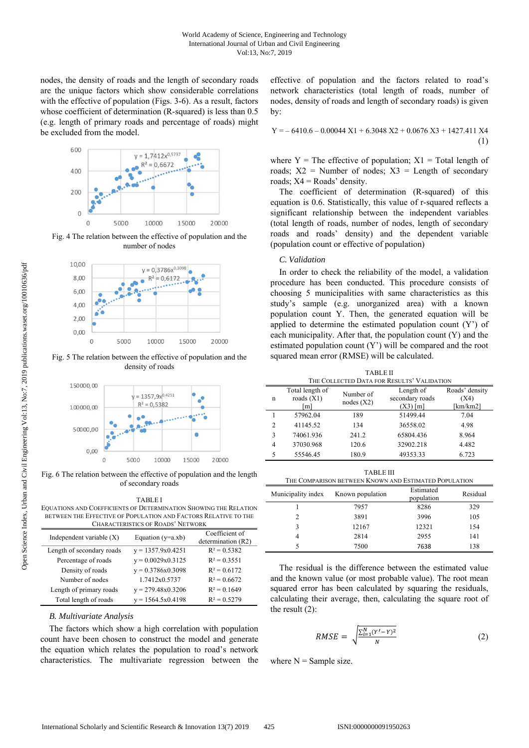nodes, the density of roads and the length of secondary roads are the unique factors which show considerable correlations with the effective of population (Figs. 3-6). As a result, factors whose coefficient of determination (R-squared) is less than 0.5 (e.g. length of primary roads and percentage of roads) might be excluded from the model.

Fig. 4 The relation between the effective of population and the number of nodes

Fig. 5 The relation between the effective of population and the density of roads

Fig. 6 The relation between the effective of population and the length of secondary roads

TABLE I
EQUATIONS AND COEFFICIENTS OF DETERMINATION SHOWING THE RELATION BETWEEN THE EFFECTIVE OF POPULATION AND FACTORS RELATIVE TO THE CHARACTERISTICS OF ROADS' NETWORK

| Independent variable (X) | Equation (y=a.xb) | Coefficient of determination (R2) |
|---|---|---|
| Length of secondary roads | y = 1357.9x0.4251 | $R^2 = 0.5382$ |
| Percentage of roads | y = 0.0029x0.3125 | $R^2 = 0.3551$ |
| Density of roads | y = 0.3786x0.3098 | $R^2 = 0.6172$ |
| Number of nodes | 1.7412x0.5737 | $R^2 = 0.6672$ |
| Length of primary roads | y = 279.48x0.3206 | $R^2 = 0.1649$ |
| Total length of roads | y = 1564.5x0.4198 | $R^2 = 0.5279$ |

### *B. Multivariate Analysis*

The factors which show a high correlation with population count have been chosen to construct the model and generate the equation which relates the population to road's network characteristics. The multivariate regression between the effective of population and the factors related to road's network characteristics (total length of roads, number of nodes, density of roads and length of secondary roads) is given by:

$$Y = -6410.6 - 0.00044\ X1 + 6.3048\ X2 + 0.0676\ X3 + 1427.411\ X4 \tag{1}$$

where Y = The effective of population; X1 = Total length of roads; X2 = Number of nodes; X3 = Length of secondary roads; X4 = Roads' density.

The coefficient of determination (R-squared) of this equation is 0.6. Statistically, this value of r-squared reflects a significant relationship between the independent variables (total length of roads, number of nodes, length of secondary roads and roads' density) and the dependent variable (population count or effective of population)

### *C. Validation*

In order to check the reliability of the model, a validation procedure has been conducted. This procedure consists of choosing 5 municipalities with same characteristics as this study's sample (e.g. unorganized area) with a known population count Y. Then, the generated equation will be applied to determine the estimated population count (Y') of each municipality. After that, the population count (Y) and the estimated population count (Y') will be compared and the root squared mean error (RMSE) will be calculated.

TABLE II
THE COLLECTED DATA FOR RESULTS' VALIDATION

| n | Total length of roads (X1) [m] | Number of nodes (X2) | Length of secondary roads (X3) [m] | Roads' density (X4) [km/km2] |
|---|---|---|---|---|
| 1 | 57962.04 | 189 | 51499.44 | 7.04 |
| 2 | 41145.52 | 134 | 36558.02 | 4.98 |
| 3 | 74061.936 | 241.2 | 65804.436 | 8.964 |
| 4 | 37030.968 | 120.6 | 32902.218 | 4.482 |
| 5 | 55546.45 | 180.9 | 49353.33 | 6.723 |

TABLE III
THE COMPARISON BETWEEN KNOWN AND ESTIMATED POPULATION

| Municipality index | Known population | Estimated population | Residual |
|---|---|---|---|
| 1 | 7957 | 8286 | 329 |
| 2 | 3891 | 3996 | 105 |
| 3 | 12167 | 12321 | 154 |
| 4 | 2814 | 2955 | 141 |
| 5 | 7500 | 7638 | 138 |

The residual is the difference between the estimated value and the known value (or most probable value). The root mean squared error has been calculated by squaring the residuals, calculating their average, then, calculating the square root of the result (2):

$$RMSE = \sqrt{\frac{\sum_{i=1}^{N}(Y' - Y)^2}{N}} \tag{2}$$

where N = Sample size.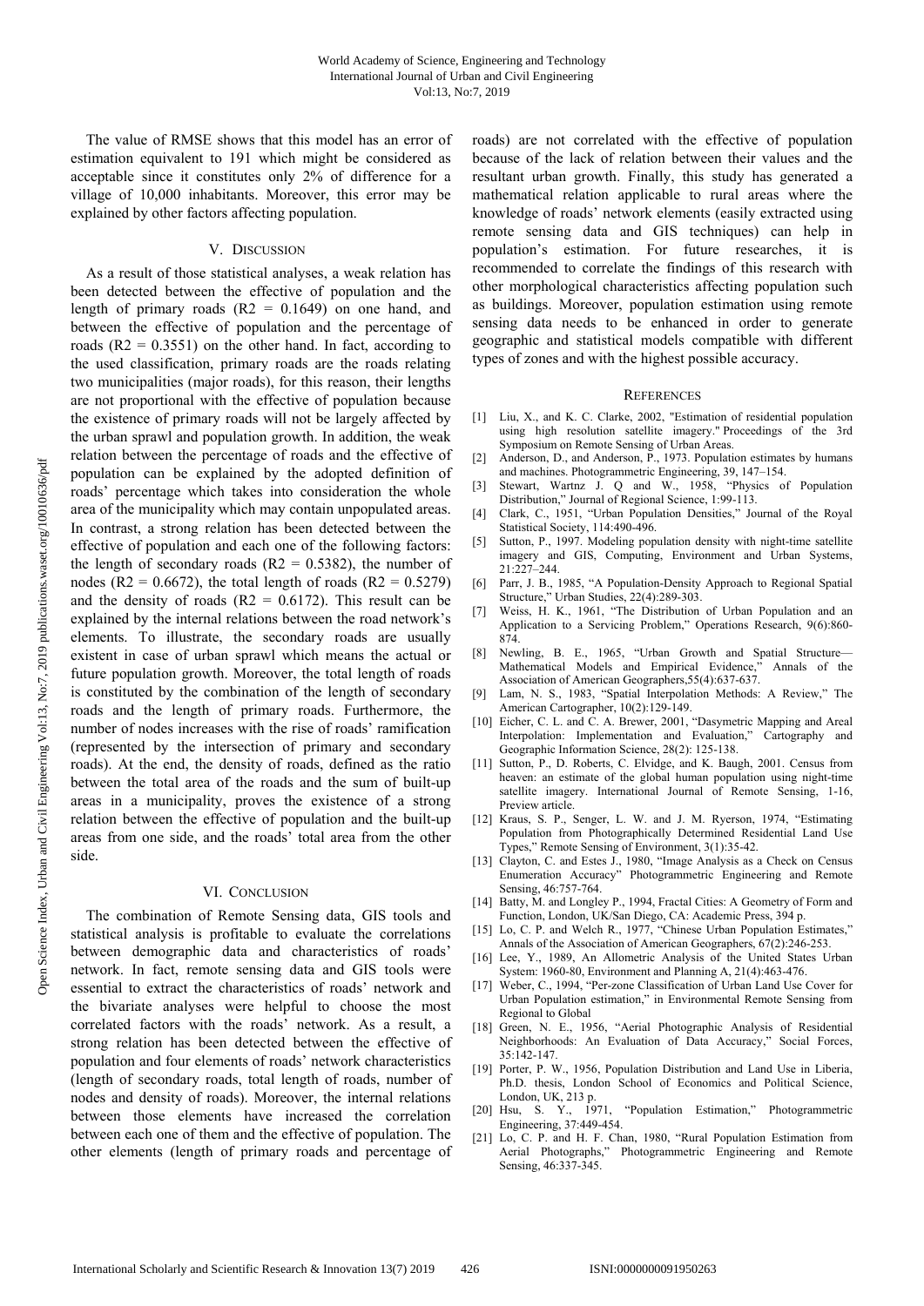The value of RMSE shows that this model has an error of estimation equivalent to 191 which might be considered as acceptable since it constitutes only 2% of difference for a village of 10,000 inhabitants. Moreover, this error may be explained by other factors affecting population.

## V. Discussion

As a result of those statistical analyses, a weak relation has been detected between the effective of population and the length of primary roads ($R2 = 0.1649$) on one hand, and between the effective of population and the percentage of roads ($R2 = 0.3551$) on the other hand. In fact, according to the used classification, primary roads are the roads relating two municipalities (major roads), for this reason, their lengths are not proportional with the effective of population because the existence of primary roads will not be largely affected by the urban sprawl and population growth. In addition, the weak relation between the percentage of roads and the effective of population can be explained by the adopted definition of roads' percentage which takes into consideration the whole area of the municipality which may contain unpopulated areas. In contrast, a strong relation has been detected between the effective of population and each one of the following factors: the length of secondary roads ($R2 = 0.5382$), the number of nodes ($R2 = 0.6672$), the total length of roads ($R2 = 0.5279$) and the density of roads ($R2 = 0.6172$). This result can be explained by the internal relations between the road network's elements. To illustrate, the secondary roads are usually existent in case of urban sprawl which means the actual or future population growth. Moreover, the total length of roads is constituted by the combination of the length of secondary roads and the length of primary roads. Furthermore, the number of nodes increases with the rise of roads' ramification (represented by the intersection of primary and secondary roads). At the end, the density of roads, defined as the ratio between the total area of the roads and the sum of built-up areas in a municipality, proves the existence of a strong relation between the effective of population and the built-up areas from one side, and the roads' total area from the other side.

## VI. Conclusion

The combination of Remote Sensing data, GIS tools and statistical analysis is profitable to evaluate the correlations between demographic data and characteristics of roads' network. In fact, remote sensing data and GIS tools were essential to extract the characteristics of roads' network and the bivariate analyses were helpful to choose the most correlated factors with the roads' network. As a result, a strong relation has been detected between the effective of population and four elements of roads' network characteristics (length of secondary roads, total length of roads, number of nodes and density of roads). Moreover, the internal relations between those elements have increased the correlation between each one of them and the effective of population. The other elements (length of primary roads and percentage of roads) are not correlated with the effective of population because of the lack of relation between their values and the resultant urban growth. Finally, this study has generated a mathematical relation applicable to rural areas where the knowledge of roads' network elements (easily extracted using remote sensing data and GIS techniques) can help in population's estimation. For future researches, it is recommended to correlate the findings of this research with other morphological characteristics affecting population such as buildings. Moreover, population estimation using remote sensing data needs to be enhanced in order to generate geographic and statistical models compatible with different types of zones and with the highest possible accuracy.

## References

[1] Liu, X., and K. C. Clarke, 2002, "Estimation of residential population using high resolution satellite imagery." Proceedings of the 3rd Symposium on Remote Sensing of Urban Areas.

[2] Anderson, D., and Anderson, P., 1973. Population estimates by humans and machines. Photogrammetric Engineering, 39, 147–154.

[3] Stewart, Wartnz J. Q and W., 1958, "Physics of Population Distribution," Journal of Regional Science, 1:99-113.

[4] Clark, C., 1951, "Urban Population Densities," Journal of the Royal Statistical Society, 114:490-496.

[5] Sutton, P., 1997. Modeling population density with night-time satellite imagery and GIS, Computing, Environment and Urban Systems, 21:227–244.

[6] Parr, J. B., 1985, "A Population-Density Approach to Regional Spatial Structure," Urban Studies, 22(4):289-303.

[7] Weiss, H. K., 1961, "The Distribution of Urban Population and an Application to a Servicing Problem," Operations Research, 9(6):860-874.

[8] Newling, B. E., 1965, "Urban Growth and Spatial Structure—Mathematical Models and Empirical Evidence," Annals of the Association of American Geographers,55(4):637-637.

[9] Lam, N. S., 1983, "Spatial Interpolation Methods: A Review," The American Cartographer, 10(2):129-149.

[10] Eicher, C. L. and C. A. Brewer, 2001, "Dasymetric Mapping and Areal Interpolation: Implementation and Evaluation," Cartography and Geographic Information Science, 28(2): 125-138.

[11] Sutton, P., D. Roberts, C. Elvidge, and K. Baugh, 2001. Census from heaven: an estimate of the global human population using night-time satellite imagery. International Journal of Remote Sensing, 1-16, Preview article.

[12] Kraus, S. P., Senger, L. W. and J. M. Ryerson, 1974, "Estimating Population from Photographically Determined Residential Land Use Types," Remote Sensing of Environment, 3(1):35-42.

[13] Clayton, C. and Estes J., 1980, "Image Analysis as a Check on Census Enumeration Accuracy" Photogrammetric Engineering and Remote Sensing, 46:757-764.

[14] Batty, M. and Longley P., 1994, Fractal Cities: A Geometry of Form and Function, London, UK/San Diego, CA: Academic Press, 394 p.

[15] Lo, C. P. and Welch R., 1977, "Chinese Urban Population Estimates," Annals of the Association of American Geographers, 67(2):246-253.

[16] Lee, Y., 1989, An Allometric Analysis of the United States Urban System: 1960-80, Environment and Planning A, 21(4):463-476.

[17] Weber, C., 1994, "Per-zone Classification of Urban Land Use Cover for Urban Population estimation," in Environmental Remote Sensing from Regional to Global

[18] Green, N. E., 1956, "Aerial Photographic Analysis of Residential Neighborhoods: An Evaluation of Data Accuracy," Social Forces, 35:142-147.

[19] Porter, P. W., 1956, Population Distribution and Land Use in Liberia, Ph.D. thesis, London School of Economics and Political Science, London, UK, 213 p.

[20] Hsu, S. Y., 1971, "Population Estimation," Photogrammetric Engineering, 37:449-454.

[21] Lo, C. P. and H. F. Chan, 1980, "Rural Population Estimation from Aerial Photographs," Photogrammetric Engineering and Remote Sensing, 46:337-345.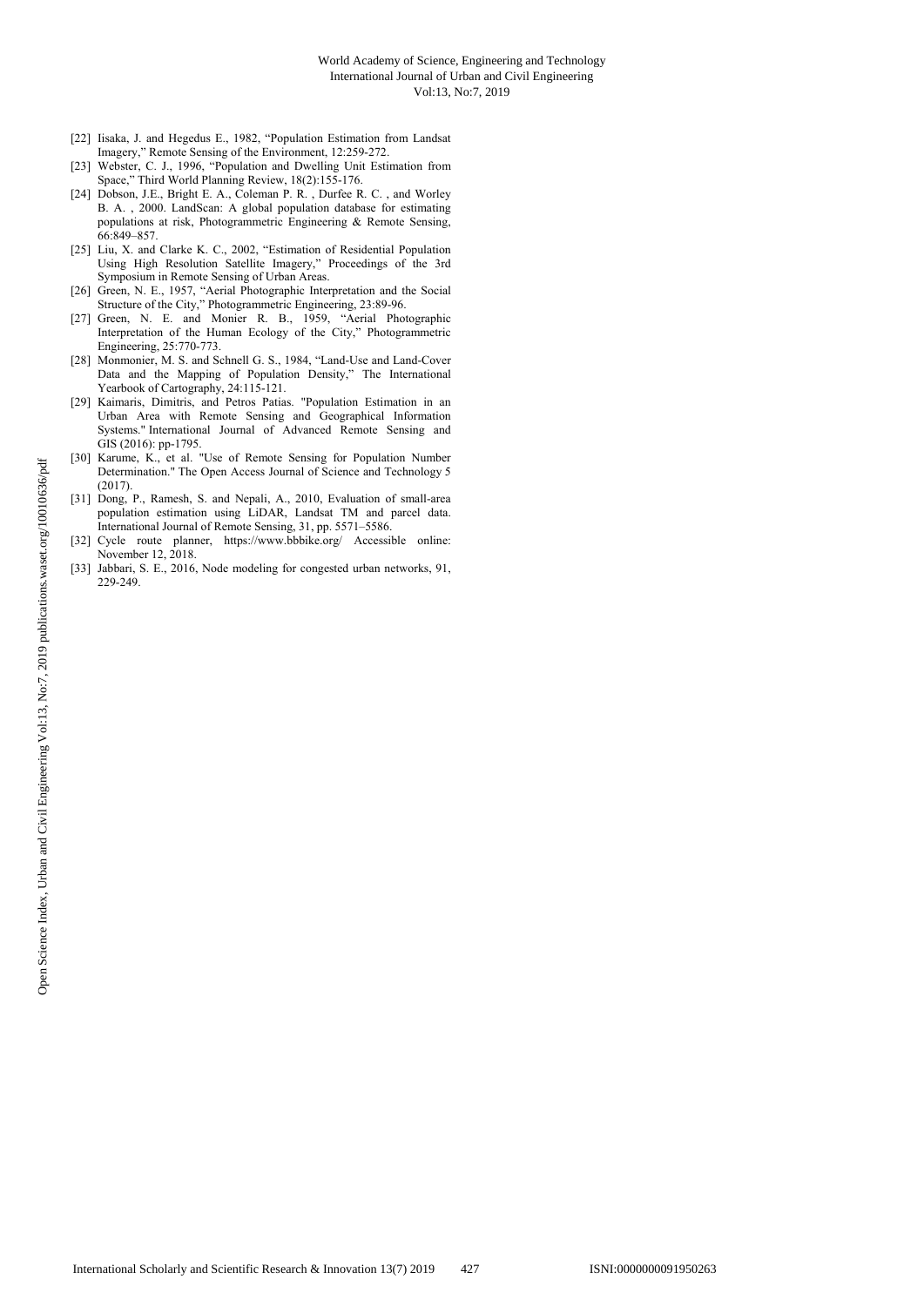[22] Iisaka, J. and Hegedus E., 1982, "Population Estimation from Landsat Imagery," Remote Sensing of the Environment, 12:259-272.

[23] Webster, C. J., 1996, "Population and Dwelling Unit Estimation from Space," Third World Planning Review, 18(2):155-176.

[24] Dobson, J.E., Bright E. A., Coleman P. R. , Durfee R. C. , and Worley B. A. , 2000. LandScan: A global population database for estimating populations at risk, Photogrammetric Engineering & Remote Sensing, 66:849–857.

[25] Liu, X. and Clarke K. C., 2002, "Estimation of Residential Population Using High Resolution Satellite Imagery," Proceedings of the 3rd Symposium in Remote Sensing of Urban Areas.

[26] Green, N. E., 1957, "Aerial Photographic Interpretation and the Social Structure of the City," Photogrammetric Engineering, 23:89-96.

[27] Green, N. E. and Monier R. B., 1959, "Aerial Photographic Interpretation of the Human Ecology of the City," Photogrammetric Engineering, 25:770-773.

[28] Monmonier, M. S. and Schnell G. S., 1984, "Land-Use and Land-Cover Data and the Mapping of Population Density," The International Yearbook of Cartography, 24:115-121.

[29] Kaimaris, Dimitris, and Petros Patias. "Population Estimation in an Urban Area with Remote Sensing and Geographical Information Systems." International Journal of Advanced Remote Sensing and GIS (2016): pp-1795.

[30] Karume, K., et al. "Use of Remote Sensing for Population Number Determination." The Open Access Journal of Science and Technology 5 (2017).

[31] Dong, P., Ramesh, S. and Nepali, A., 2010, Evaluation of small-area population estimation using LiDAR, Landsat TM and parcel data. International Journal of Remote Sensing, 31, pp. 5571–5586.

[32] Cycle route planner, https://www.bbbike.org/ Accessible online: November 12, 2018.

[33] Jabbari, S. E., 2016, Node modeling for congested urban networks, 91, 229-249.